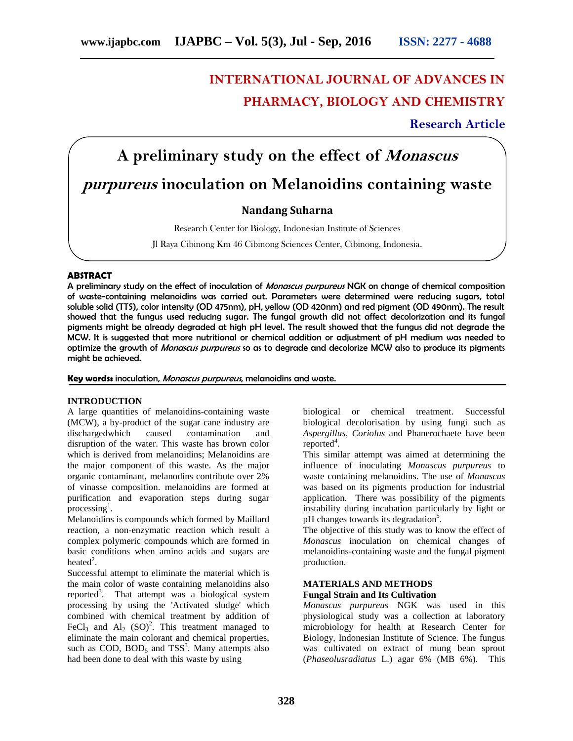# INTERNATIONAL JOURNAL OF ADVANCES IN PHARMACY, BIOLOGY AND CHEMISTRY

**Research Article**

# A preliminary study on the effect of *Monascus purpureus* inoculation on Melanoidins containing waste

**Nandang Suharna**

Research Center for Biology, Indonesian Institute of Sciences

Jl Raya Cibinong Km 46 Cibinong Sciences Center, Cibinong, Indonesia.

## ABSTRACT

A preliminary study on the effect of inoculation of *Monascus purpureus* NGK on change of chemical composition of waste-containing melanoidins was carried out. Parameters were determined were reducing sugars, total soluble solid (TTS), color intensity (OD 475nm), pH, yellow (OD 420nm) and red pigment (OD 490nm). The result showed that the fungus used reducing sugar. The fungal growth did not affect decolorization and its fungal pigments might be already degraded at high pH level. The result showed that the fungus did not degrade the MCW. It is suggested that more nutritional or chemical addition or adjustment of pH medium was needed to optimize the growth of *Monascus purpureus* so as to degrade and decolorize MCW also to produce its pigments might be achieved.

**Key words:** inoculation, *Monascus purpureus*, melanoidins and waste.

## INTRODUCTION

A large quantities of melanoidins-containing waste (MCW), a by-product of the sugar cane industry are dischargedwhich caused contamination and disruption of the water. This waste has brown color which is derived from melanoidins; Melanoidins are the major component of this waste. As the major organic contaminant, melanodins contribute over 2% of vinasse composition. melanoidins are formed at purification and evaporation steps during sugar processing[1].

Melanoidins is compounds which formed by Maillard reaction, a non-enzymatic reaction which result a complex polymeric compounds which are formed in basic conditions when amino acids and sugars are heated[2].

Successful attempt to eliminate the material which is the main color of waste containing melanoidins also reported[3]. That attempt was a biological system processing by using the 'Activated sludge' which combined with chemical treatment by addition of $FeCl_3$ and $Al_2$ $(SO)^2$. This treatment managed to eliminate the main colorant and chemical properties, such as COD, $BOD_5$ and TSS[3]. Many attempts also had been done to deal with this waste by using biological or chemical treatment. Successful biological decolorisation by using fungi such as *Aspergillus*, *Coriolus* and Phanerochaete have been reported[4].

This similar attempt was aimed at determining the influence of inoculating *Monascus purpureus* to waste containing melanoidins. The use of *Monascus* was based on its pigments production for industrial application. There was possibility of the pigments instability during incubation particularly by light or pH changes towards its degradation[5].

The objective of this study was to know the effect of *Monascus* inoculation on chemical changes of melanoidins-containing waste and the fungal pigment production.

## MATERIALS AND METHODS

### Fungal Strain and Its Cultivation

*Monascus purpureus* NGK was used in this physiological study was a collection at laboratory microbiology for health at Research Center for Biology, Indonesian Institute of Science. The fungus was cultivated on extract of mung bean sprout (*Phaseolusradiatus* L.) agar 6% (MB 6%). This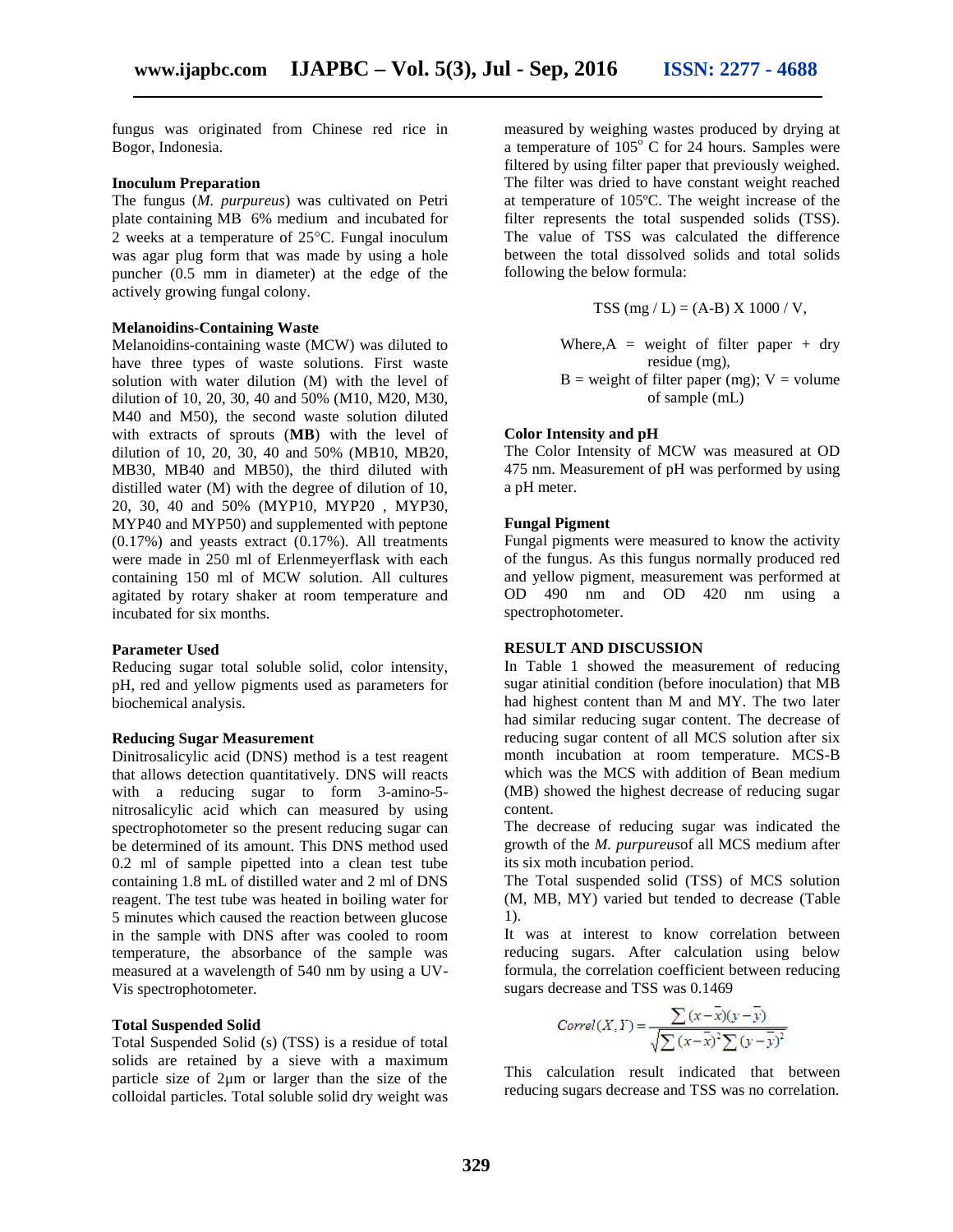fungus was originated from Chinese red rice in Bogor, Indonesia.

### Inoculum Preparation

The fungus (*M. purpureus*) was cultivated on Petri plate containing MB 6% medium and incubated for 2 weeks at a temperature of 25°C. Fungal inoculum was agar plug form that was made by using a hole puncher (0.5 mm in diameter) at the edge of the actively growing fungal colony.

### Melanoidins-Containing Waste

Melanoidins-containing waste (MCW) was diluted to have three types of waste solutions. First waste solution with water dilution (M) with the level of dilution of 10, 20, 30, 40 and 50% (M10, M20, M30, M40 and M50), the second waste solution diluted with extracts of sprouts (**MB**) with the level of dilution of 10, 20, 30, 40 and 50% (MB10, MB20, MB30, MB40 and MB50), the third diluted with distilled water (M) with the degree of dilution of 10, 20, 30, 40 and 50% (MYP10, MYP20 , MYP30, MYP40 and MYP50) and supplemented with peptone (0.17%) and yeasts extract (0.17%). All treatments were made in 250 ml of Erlenmeyerflask with each containing 150 ml of MCW solution. All cultures agitated by rotary shaker at room temperature and incubated for six months.

### Parameter Used

Reducing sugar total soluble solid, color intensity, pH, red and yellow pigments used as parameters for biochemical analysis.

### Reducing Sugar Measurement

Dinitrosalicylic acid (DNS) method is a test reagent that allows detection quantitatively. DNS will reacts with a reducing sugar to form 3-amino-5-nitrosalicylic acid which can measured by using spectrophotometer so the present reducing sugar can be determined of its amount. This DNS method used 0.2 ml of sample pipetted into a clean test tube containing 1.8 mL of distilled water and 2 ml of DNS reagent. The test tube was heated in boiling water for 5 minutes which caused the reaction between glucose in the sample with DNS after was cooled to room temperature, the absorbance of the sample was measured at a wavelength of 540 nm by using a UV-Vis spectrophotometer.

### Total Suspended Solid

Total Suspended Solid (s) (TSS) is a residue of total solids are retained by a sieve with a maximum particle size of 2μm or larger than the size of the colloidal particles. Total soluble solid dry weight was measured by weighing wastes produced by drying at a temperature of 105° C for 24 hours. Samples were filtered by using filter paper that previously weighed. The filter was dried to have constant weight reached at temperature of 105ºC. The weight increase of the filter represents the total suspended solids (TSS). The value of TSS was calculated the difference between the total dissolved solids and total solids following the below formula:

$$\text{TSS (mg / L)} = (A-B) \times 1000 / V,$$

Where, A = weight of filter paper + dry residue (mg),
B = weight of filter paper (mg); V = volume of sample (mL)

### Color Intensity and pH

The Color Intensity of MCW was measured at OD 475 nm. Measurement of pH was performed by using a pH meter.

### Fungal Pigment

Fungal pigments were measured to know the activity of the fungus. As this fungus normally produced red and yellow pigment, measurement was performed at OD 490 nm and OD 420 nm using a spectrophotometer.

## RESULT AND DISCUSSION

In Table 1 showed the measurement of reducing sugar atinitial condition (before inoculation) that MB had highest content than M and MY. The two later had similar reducing sugar content. The decrease of reducing sugar content of all MCS solution after six month incubation at room temperature. MCS-B which was the MCS with addition of Bean medium (MB) showed the highest decrease of reducing sugar content.

The decrease of reducing sugar was indicated the growth of the *M. purpureus*of all MCS medium after its six moth incubation period.

The Total suspended solid (TSS) of MCS solution (M, MB, MY) varied but tended to decrease (Table 1).

It was at interest to know correlation between reducing sugars. After calculation using below formula, the correlation coefficient between reducing sugars decrease and TSS was 0.1469

$$Correl(X,Y) = \frac{\sum (x-\bar{x})(y-\bar{y})}{\sqrt{\sum (x-\bar{x})^2 \sum (y-\bar{y})^2}}$$

This calculation result indicated that between reducing sugars decrease and TSS was no correlation.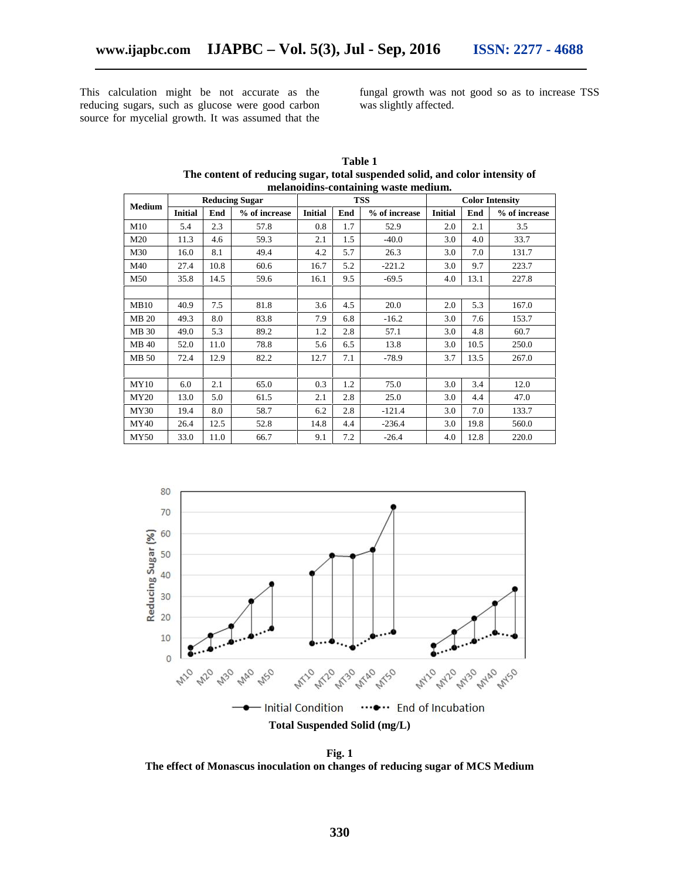This calculation might be not accurate as the reducing sugars, such as glucose were good carbon source for mycelial growth. It was assumed that the fungal growth was not good so as to increase TSS was slightly affected.

**Table 1**
**The content of reducing sugar, total suspended solid, and color intensity of melanoidins-containing waste medium.**

| Medium | Reducing Sugar | | | TSS | | | Color Intensity | | |
|---|---|---|---|---|---|---|---|---|---|
| | Initial | End | % of increase | Initial | End | % of increase | Initial | End | % of increase |
| M10 | 5.4 | 2.3 | 57.8 | 0.8 | 1.7 | 52.9 | 2.0 | 2.1 | 3.5 |
| M20 | 11.3 | 4.6 | 59.3 | 2.1 | 1.5 | -40.0 | 3.0 | 4.0 | 33.7 |
| M30 | 16.0 | 8.1 | 49.4 | 4.2 | 5.7 | 26.3 | 3.0 | 7.0 | 131.7 |
| M40 | 27.4 | 10.8 | 60.6 | 16.7 | 5.2 | -221.2 | 3.0 | 9.7 | 223.7 |
| M50 | 35.8 | 14.5 | 59.6 | 16.1 | 9.5 | -69.5 | 4.0 | 13.1 | 227.8 |
| | | | | | | | | | |
| MB10 | 40.9 | 7.5 | 81.8 | 3.6 | 4.5 | 20.0 | 2.0 | 5.3 | 167.0 |
| MB 20 | 49.3 | 8.0 | 83.8 | 7.9 | 6.8 | -16.2 | 3.0 | 7.6 | 153.7 |
| MB 30 | 49.0 | 5.3 | 89.2 | 1.2 | 2.8 | 57.1 | 3.0 | 4.8 | 60.7 |
| MB 40 | 52.0 | 11.0 | 78.8 | 5.6 | 6.5 | 13.8 | 3.0 | 10.5 | 250.0 |
| MB 50 | 72.4 | 12.9 | 82.2 | 12.7 | 7.1 | -78.9 | 3.7 | 13.5 | 267.0 |
| | | | | | | | | | |
| MY10 | 6.0 | 2.1 | 65.0 | 0.3 | 1.2 | 75.0 | 3.0 | 3.4 | 12.0 |
| MY20 | 13.0 | 5.0 | 61.5 | 2.1 | 2.8 | 25.0 | 3.0 | 4.4 | 47.0 |
| MY30 | 19.4 | 8.0 | 58.7 | 6.2 | 2.8 | -121.4 | 3.0 | 7.0 | 133.7 |
| MY40 | 26.4 | 12.5 | 52.8 | 14.8 | 4.4 | -236.4 | 3.0 | 19.8 | 560.0 |
| MY50 | 33.0 | 11.0 | 66.7 | 9.1 | 7.2 | -26.4 | 4.0 | 12.8 | 220.0 |

Reducing Sugar (%)
80
70
60
50
40
30
20
10
0
M10 M20 M30 M40 M50 MT10 MT20 MT30 MT40 MT50 MY10 MY20 MY30 MY40 MY50
Initial Condition
End of Incubation
Total Suspended Solid (mg/L)

**Fig. 1**
**The effect of Monascus inoculation on changes of reducing sugar of MCS Medium**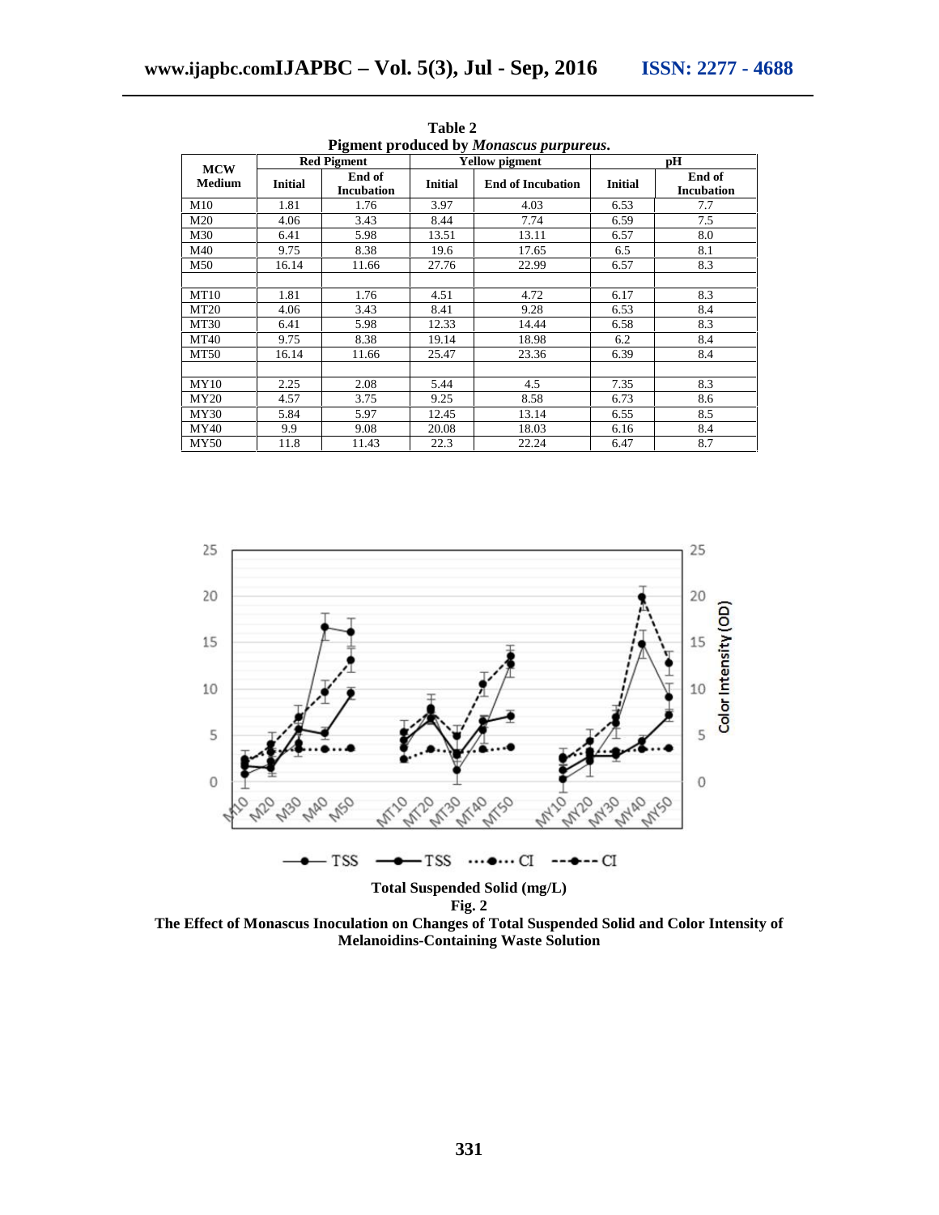**Table 2**
**Pigment produced by *Monascus purpureus*.**

| MCW Medium | Red Pigment | | Yellow pigment | | pH | |
|---|---|---|---|---|---|---|
| | Initial | End of Incubation | Initial | End of Incubation | Initial | End of Incubation |
| M10 | 1.81 | 1.76 | 3.97 | 4.03 | 6.53 | 7.7 |
| M20 | 4.06 | 3.43 | 8.44 | 7.74 | 6.59 | 7.5 |
| M30 | 6.41 | 5.98 | 13.51 | 13.11 | 6.57 | 8.0 |
| M40 | 9.75 | 8.38 | 19.6 | 17.65 | 6.5 | 8.1 |
| M50 | 16.14 | 11.66 | 27.76 | 22.99 | 6.57 | 8.3 |
| | | | | | | |
| MT10 | 1.81 | 1.76 | 4.51 | 4.72 | 6.17 | 8.3 |
| MT20 | 4.06 | 3.43 | 8.41 | 9.28 | 6.53 | 8.4 |
| MT30 | 6.41 | 5.98 | 12.33 | 14.44 | 6.58 | 8.3 |
| MT40 | 9.75 | 8.38 | 19.14 | 18.98 | 6.2 | 8.4 |
| MT50 | 16.14 | 11.66 | 25.47 | 23.36 | 6.39 | 8.4 |
| | | | | | | |
| MY10 | 2.25 | 2.08 | 5.44 | 4.5 | 7.35 | 8.3 |
| MY20 | 4.57 | 3.75 | 9.25 | 8.58 | 6.73 | 8.6 |
| MY30 | 5.84 | 5.97 | 12.45 | 13.14 | 6.55 | 8.5 |
| MY40 | 9.9 | 9.08 | 20.08 | 18.03 | 6.16 | 8.4 |
| MY50 | 11.8 | 11.43 | 22.3 | 22.24 | 6.47 | 8.7 |

25
20
15
10
5
0

M10 M20 M30 M40 M50 MT10 MT20 MT30 MT40 MT50 MY10 MY20 MY30 MY40 MY50

Color Intensity (OD)

TSS TSS CI CI

Total Suspended Solid (mg/L)

**Fig. 2**
**The Effect of Monascus Inoculation on Changes of Total Suspended Solid and Color Intensity of Melanoidins-Containing Waste Solution**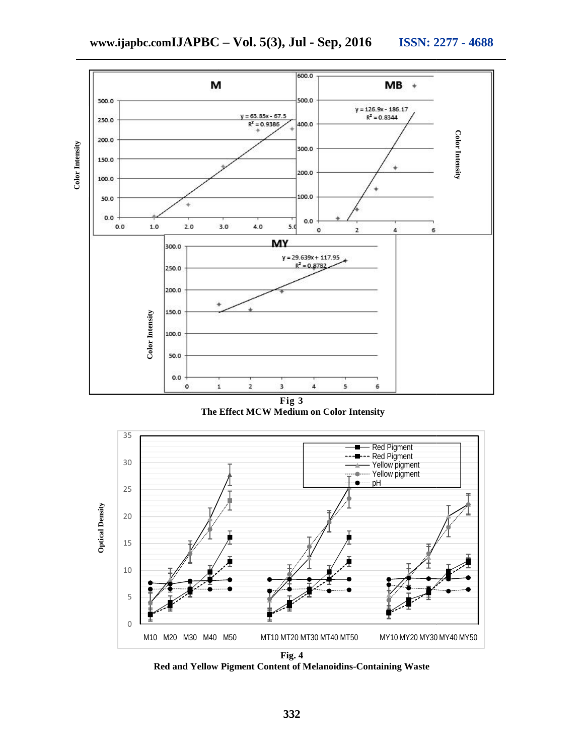M

300.0
250.0
200.0
150.0
100.0
50.0
0.0

0.0 1.0 2.0 3.0 4.0 5.0

y = 63.85x - 67.5
$R^2$ = 0.9386

Color Intensity

MB

600.0
500.0
400.0
300.0
200.0
100.0
0.0

0 2 4 6

y = 126.9x - 186.17
$R^2$ = 0.8344

Color Intensity

MY

300.0
250.0
200.0
150.0
100.0
50.0
0.0

0 1 2 3 4 5 6

y = 29.639x + 117.95
$R^2$ = 0.8782

Color Intensity

**Fig 3**
**The Effect MCW Medium on Color Intensity**

Optical Density

35
30
25
20
15
10
5
0

M10 M20 M30 M40 M50 MT10 MT20 MT30 MT40 MT50 MY10 MY20 MY30 MY40 MY50

Red Pigment
Red Pigment
Yellow pigment
Yellow pigment
pH

**Fig. 4**
**Red and Yellow Pigment Content of Melanoidins-Containing Waste**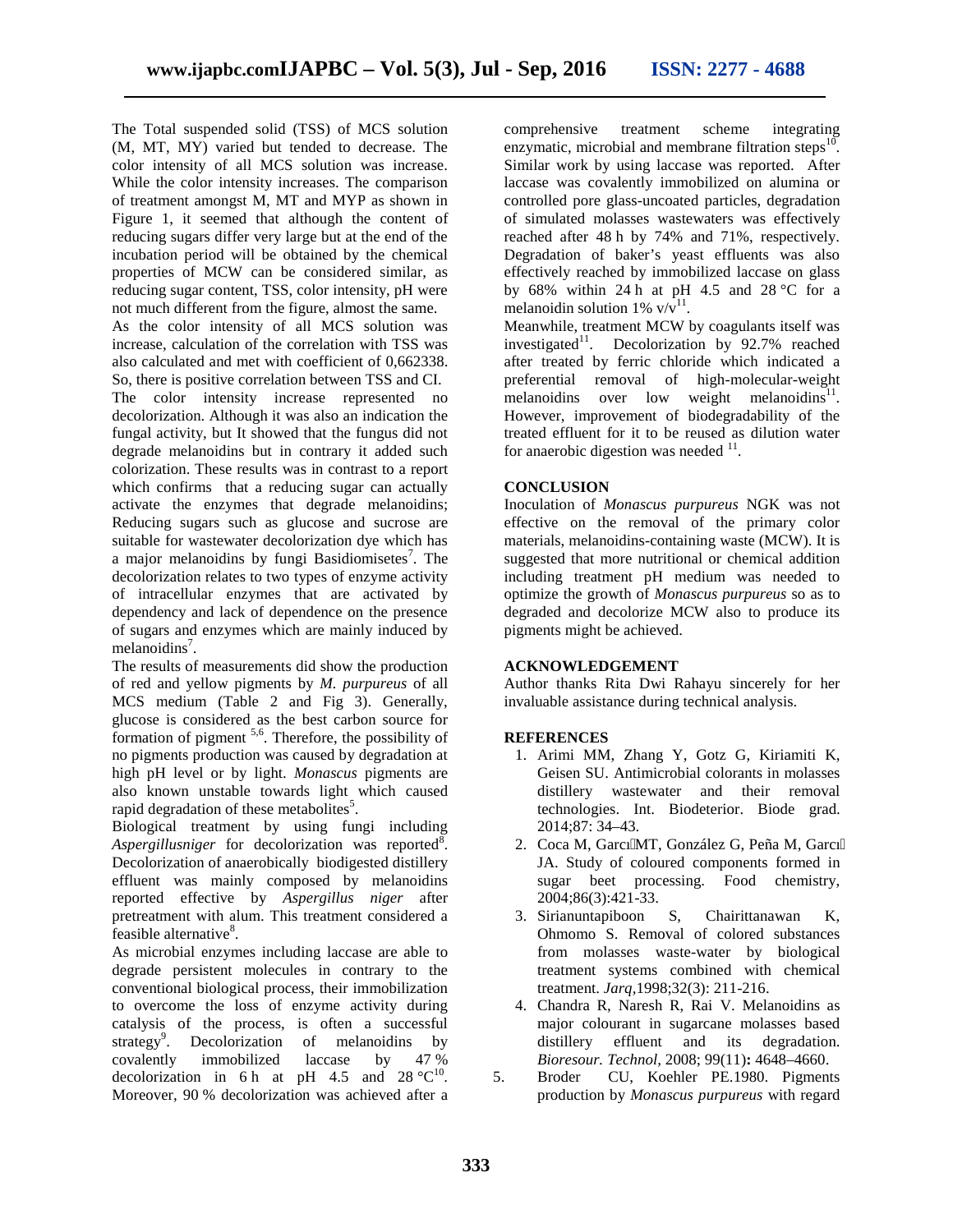The Total suspended solid (TSS) of MCS solution (M, MT, MY) varied but tended to decrease. The color intensity of all MCS solution was increase. While the color intensity increases. The comparison of treatment amongst M, MT and MYP as shown in Figure 1, it seemed that although the content of reducing sugars differ very large but at the end of the incubation period will be obtained by the chemical properties of MCW can be considered similar, as reducing sugar content, TSS, color intensity, pH were not much different from the figure, almost the same.

As the color intensity of all MCS solution was increase, calculation of the correlation with TSS was also calculated and met with coefficient of 0,662338. So, there is positive correlation between TSS and CI.

The color intensity increase represented no decolorization. Although it was also an indication the fungal activity, but It showed that the fungus did not degrade melanoidins but in contrary it added such colorization. These results was in contrast to a report which confirms that a reducing sugar can actually activate the enzymes that degrade melanoidins; Reducing sugars such as glucose and sucrose are suitable for wastewater decolorization dye which has a major melanoidins by fungi Basidiomisetes[7]. The decolorization relates to two types of enzyme activity of intracellular enzymes that are activated by dependency and lack of dependence on the presence of sugars and enzymes which are mainly induced by melanoidins[7].

The results of measurements did show the production of red and yellow pigments by *M. purpureus* of all MCS medium (Table 2 and Fig 3). Generally, glucose is considered as the best carbon source for formation of pigment [5,6]. Therefore, the possibility of no pigments production was caused by degradation at high pH level or by light. *Monascus* pigments are also known unstable towards light which caused rapid degradation of these metabolites[5].

Biological treatment by using fungi including *Aspergillusniger* for decolorization was reported[8]. Decolorization of anaerobically biodigested distillery effluent was mainly composed by melanoidins reported effective by *Aspergillus niger* after pretreatment with alum. This treatment considered a feasible alternative[8].

As microbial enzymes including laccase are able to degrade persistent molecules in contrary to the conventional biological process, their immobilization to overcome the loss of enzyme activity during catalysis of the process, is often a successful strategy[9]. Decolorization of melanoidins by covalently immobilized laccase by 47 % decolorization in 6 h at pH 4.5 and 28 °C[10]. Moreover, 90 % decolorization was achieved after a comprehensive treatment scheme integrating enzymatic, microbial and membrane filtration steps[10]. Similar work by using laccase was reported. After laccase was covalently immobilized on alumina or controlled pore glass-uncoated particles, degradation of simulated molasses wastewaters was effectively reached after 48 h by 74% and 71%, respectively. Degradation of baker's yeast effluents was also effectively reached by immobilized laccase on glass by 68% within 24 h at pH 4.5 and 28 °C for a melanoidin solution 1% v/v[11].

Meanwhile, treatment MCW by coagulants itself was investigated[11]. Decolorization by 92.7% reached after treated by ferric chloride which indicated a preferential removal of high-molecular-weight melanoidins over low weight melanoidins[11]. However, improvement of biodegradability of the treated effluent for it to be reused as dilution water for anaerobic digestion was needed [11].

## CONCLUSION

Inoculation of *Monascus purpureus* NGK was not effective on the removal of the primary color materials, melanoidins-containing waste (MCW). It is suggested that more nutritional or chemical addition including treatment pH medium was needed to optimize the growth of *Monascus purpureus* so as to degraded and decolorize MCW also to produce its pigments might be achieved.

## ACKNOWLEDGEMENT

Author thanks Rita Dwi Rahayu sincerely for her invaluable assistance during technical analysis.

## REFERENCES

1. Arimi MM, Zhang Y, Gotz G, Kiriamiti K, Geisen SU. Antimicrobial colorants in molasses distillery wastewater and their removal technologies. Int. Biodeterior. Biode grad. 2014;87: 34–43.
2. Coca M, GarcıMT, González G, Peña M, Garcı JA. Study of coloured components formed in sugar beet processing. Food chemistry, 2004;86(3):421-33.
3. Sirianuntapiboon S, Chairittanawan K, Ohmomo S. Removal of colored substances from molasses waste-water by biological treatment systems combined with chemical treatment. *Jarq*,1998;32(3): 211-216.
4. Chandra R, Naresh R, Rai V. Melanoidins as major colourant in sugarcane molasses based distillery effluent and its degradation. *Bioresour. Technol,* 2008; 99(11)**:** 4648–4660.
5. Broder CU, Koehler PE.1980. Pigments production by *Monascus purpureus* with regard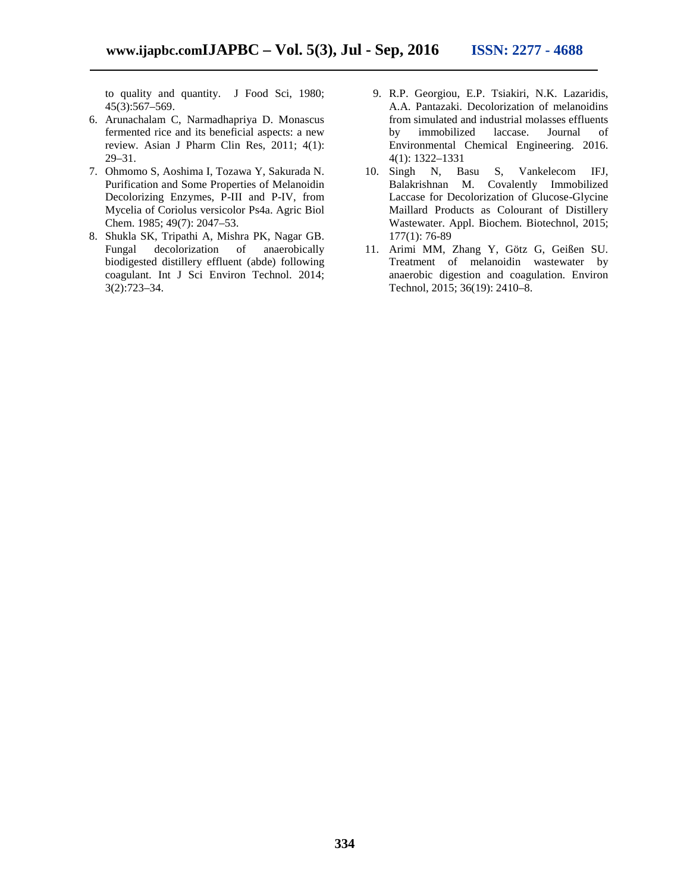to quality and quantity. J Food Sci, 1980; 45(3):567–569.

6. Arunachalam C, Narmadhapriya D. Monascus fermented rice and its beneficial aspects: a new review. Asian J Pharm Clin Res, 2011; 4(1): 29–31.
7. Ohmomo S, Aoshima I, Tozawa Y, Sakurada N. Purification and Some Properties of Melanoidin Decolorizing Enzymes, P-III and P-IV, from Mycelia of Coriolus versicolor Ps4a. Agric Biol Chem. 1985; 49(7): 2047–53.
8. Shukla SK, Tripathi A, Mishra PK, Nagar GB. Fungal decolorization of anaerobically biodigested distillery effluent (abde) following coagulant. Int J Sci Environ Technol. 2014; 3(2):723–34.
9. R.P. Georgiou, E.P. Tsiakiri, N.K. Lazaridis, A.A. Pantazaki. Decolorization of melanoidins from simulated and industrial molasses effluents by immobilized laccase. Journal of Environmental Chemical Engineering. 2016. 4(1): 1322–1331
10. Singh N, Basu S, Vankelecom IFJ, Balakrishnan M. Covalently Immobilized Laccase for Decolorization of Glucose-Glycine Maillard Products as Colourant of Distillery Wastewater. Appl. Biochem. Biotechnol, 2015; 177(1): 76-89
11. Arimi MM, Zhang Y, Götz G, Geißen SU. Treatment of melanoidin wastewater by anaerobic digestion and coagulation. Environ Technol, 2015; 36(19): 2410–8.